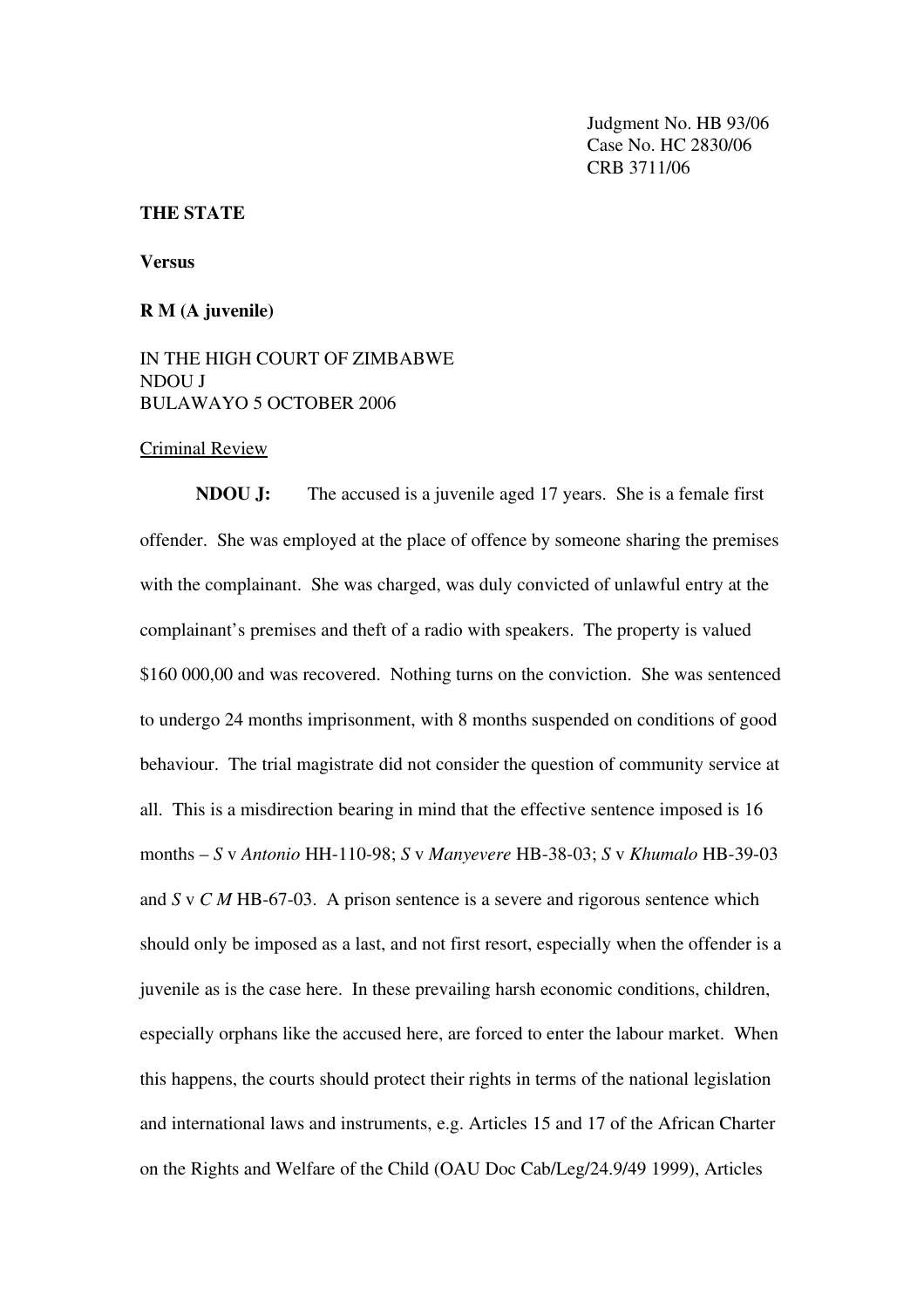Judgment No. HB 93/06
Case No. HC 2830/06
CRB 3711/06

**THE STATE**

**Versus**

**R M (A juvenile)**

IN THE HIGH COURT OF ZIMBABWE
NDOU J
BULAWAYO 5 OCTOBER 2006

Criminal Review

**NDOU J:** The accused is a juvenile aged 17 years. She is a female first offender. She was employed at the place of offence by someone sharing the premises with the complainant. She was charged, was duly convicted of unlawful entry at the complainant's premises and theft of a radio with speakers. The property is valued $160 000,00 and was recovered. Nothing turns on the conviction. She was sentenced to undergo 24 months imprisonment, with 8 months suspended on conditions of good behaviour. The trial magistrate did not consider the question of community service at all. This is a misdirection bearing in mind that the effective sentence imposed is 16 months – *S* v *Antonio* HH-110-98; *S* v *Manyevere* HB-38-03; *S* v *Khumalo* HB-39-03 and *S* v *C M* HB-67-03. A prison sentence is a severe and rigorous sentence which should only be imposed as a last, and not first resort, especially when the offender is a juvenile as is the case here. In these prevailing harsh economic conditions, children, especially orphans like the accused here, are forced to enter the labour market. When this happens, the courts should protect their rights in terms of the national legislation and international laws and instruments, e.g. Articles 15 and 17 of the African Charter on the Rights and Welfare of the Child (OAU Doc Cab/Leg/24.9/49 1999), Articles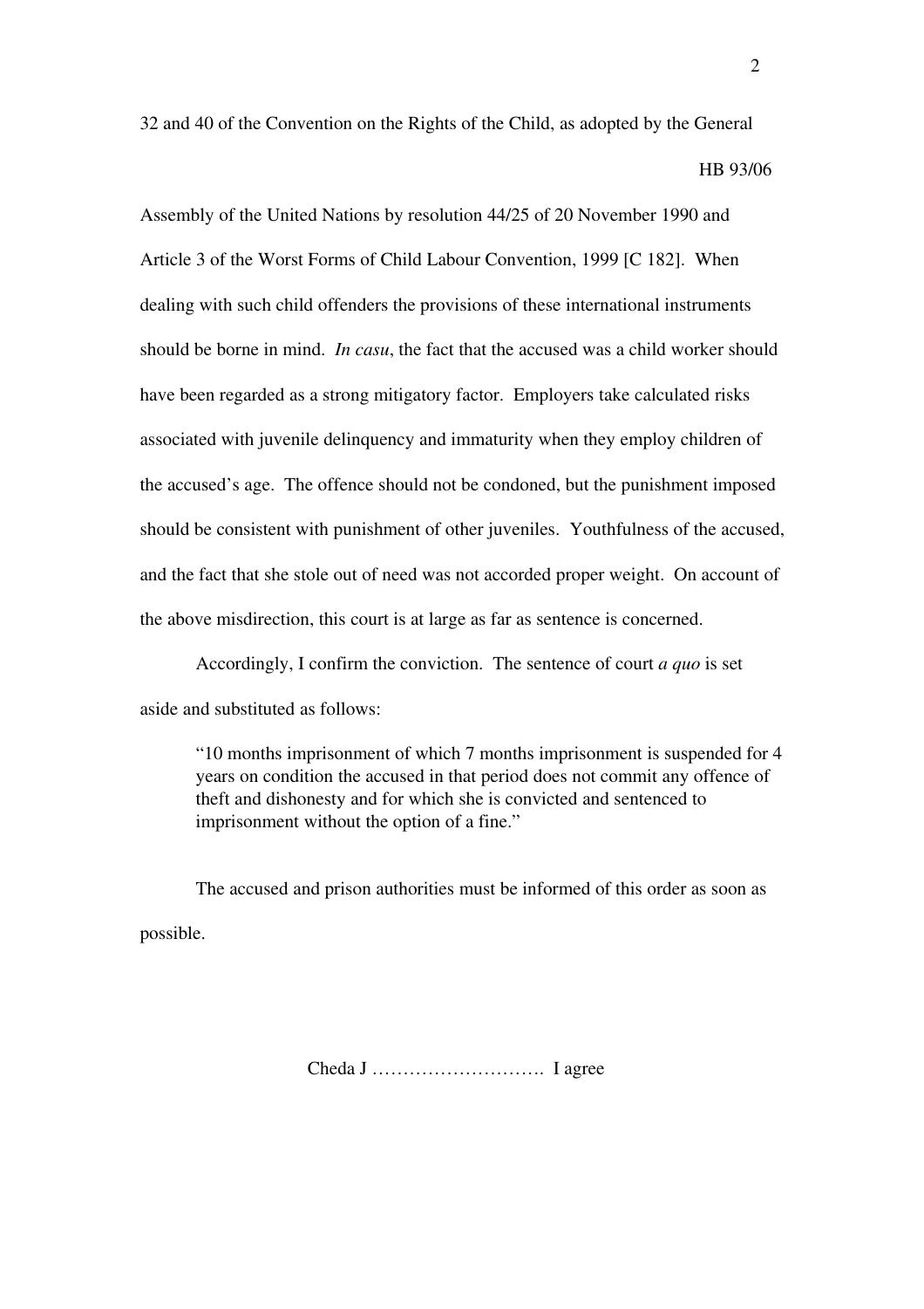32 and 40 of the Convention on the Rights of the Child, as adopted by the General Assembly of the United Nations by resolution 44/25 of 20 November 1990 and Article 3 of the Worst Forms of Child Labour Convention, 1999 [C 182]. When dealing with such child offenders the provisions of these international instruments should be borne in mind. *In casu*, the fact that the accused was a child worker should have been regarded as a strong mitigatory factor. Employers take calculated risks associated with juvenile delinquency and immaturity when they employ children of the accused's age. The offence should not be condoned, but the punishment imposed should be consistent with punishment of other juveniles. Youthfulness of the accused, and the fact that she stole out of need was not accorded proper weight. On account of the above misdirection, this court is at large as far as sentence is concerned.

Accordingly, I confirm the conviction. The sentence of court *a quo* is set aside and substituted as follows:

> "10 months imprisonment of which 7 months imprisonment is suspended for 4 years on condition the accused in that period does not commit any offence of theft and dishonesty and for which she is convicted and sentenced to imprisonment without the option of a fine."

The accused and prison authorities must be informed of this order as soon as possible.

Cheda J ………………………. I agree